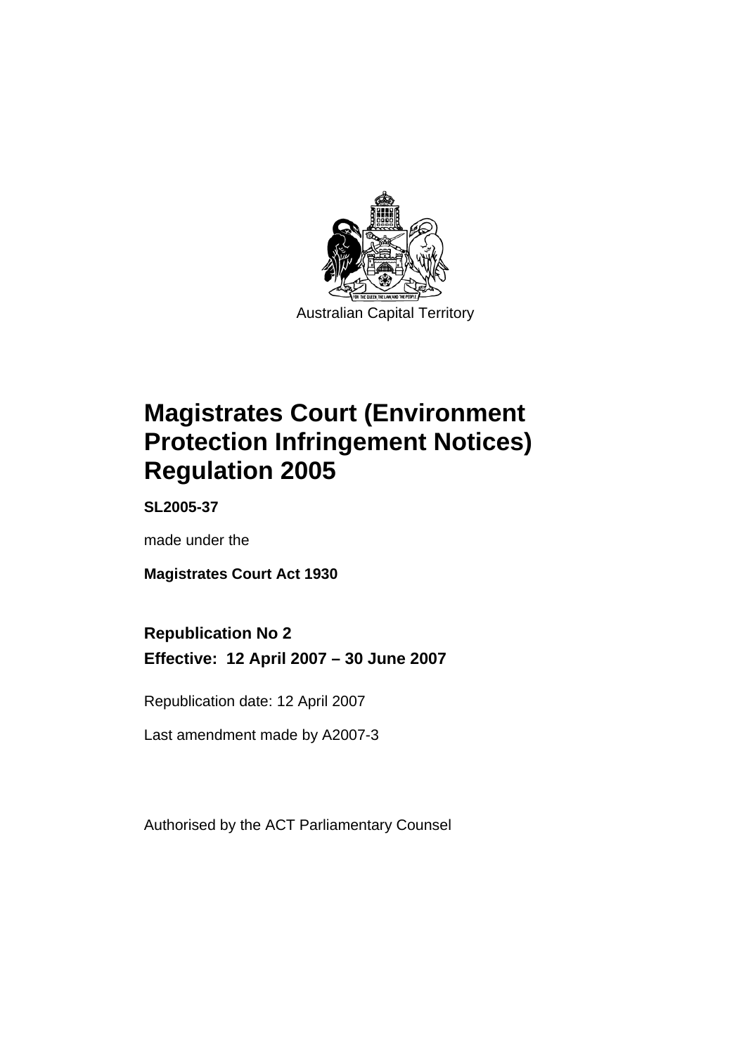Australian Capital Territory

# Magistrates Court (Environment Protection Infringement Notices) Regulation 2005

**SL2005-37**

made under the

**Magistrates Court Act 1930**

## Republication No 2

## Effective: 12 April 2007 – 30 June 2007

Republication date: 12 April 2007

Last amendment made by A2007-3

Authorised by the ACT Parliamentary Counsel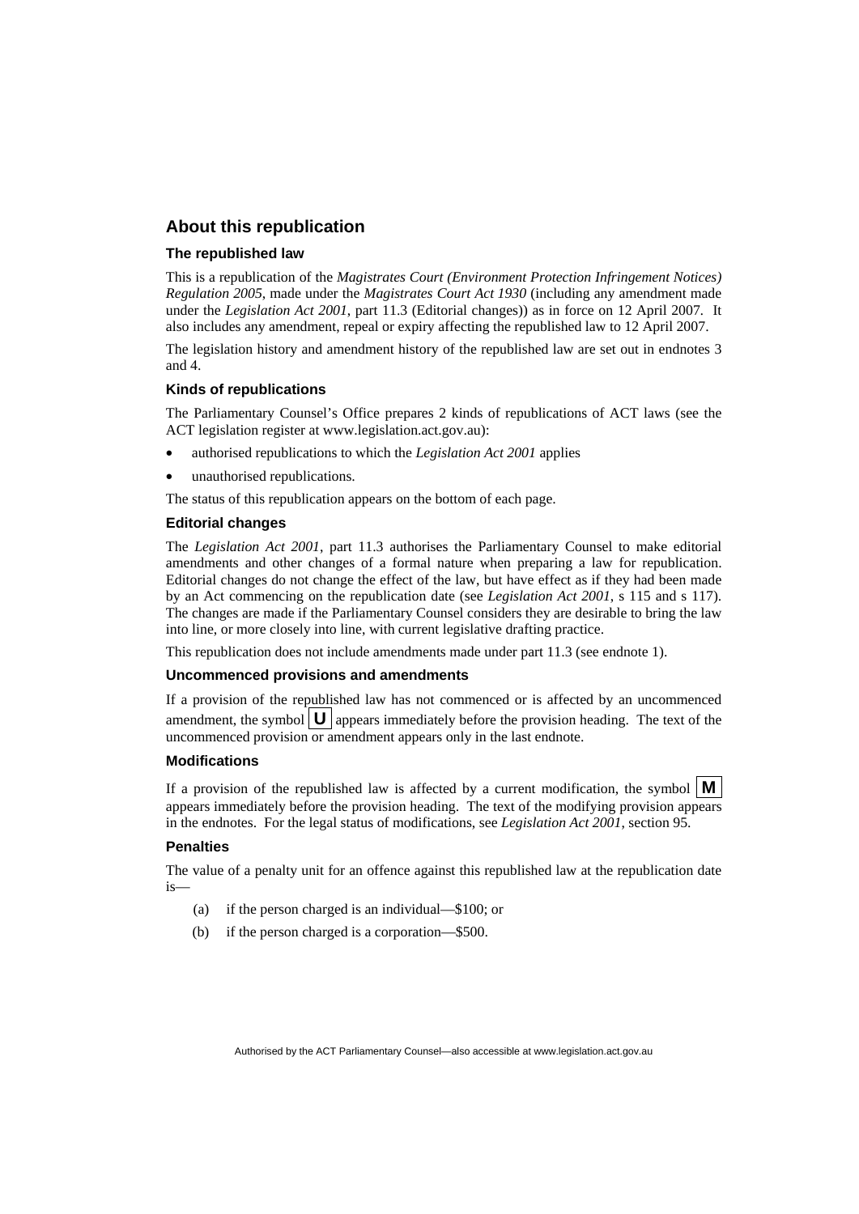## About this republication

### The republished law

This is a republication of the *Magistrates Court (Environment Protection Infringement Notices) Regulation 2005*, made under the *Magistrates Court Act 1930* (including any amendment made under the *Legislation Act 2001*, part 11.3 (Editorial changes)) as in force on 12 April 2007. It also includes any amendment, repeal or expiry affecting the republished law to 12 April 2007.

The legislation history and amendment history of the republished law are set out in endnotes 3 and 4.

### Kinds of republications

The Parliamentary Counsel's Office prepares 2 kinds of republications of ACT laws (see the ACT legislation register at www.legislation.act.gov.au):

- authorised republications to which the *Legislation Act 2001* applies
- unauthorised republications.

The status of this republication appears on the bottom of each page.

### Editorial changes

The *Legislation Act 2001*, part 11.3 authorises the Parliamentary Counsel to make editorial amendments and other changes of a formal nature when preparing a law for republication. Editorial changes do not change the effect of the law, but have effect as if they had been made by an Act commencing on the republication date (see *Legislation Act 2001*, s 115 and s 117). The changes are made if the Parliamentary Counsel considers they are desirable to bring the law into line, or more closely into line, with current legislative drafting practice.

This republication does not include amendments made under part 11.3 (see endnote 1).

### Uncommenced provisions and amendments

If a provision of the republished law has not commenced or is affected by an uncommenced amendment, the symbol **U** appears immediately before the provision heading. The text of the uncommenced provision or amendment appears only in the last endnote.

### Modifications

If a provision of the republished law is affected by a current modification, the symbol **M** appears immediately before the provision heading. The text of the modifying provision appears in the endnotes. For the legal status of modifications, see *Legislation Act 2001*, section 95.

### Penalties

The value of a penalty unit for an offence against this republished law at the republication date is—

(a) if the person charged is an individual—$100; or

(b) if the person charged is a corporation—$500.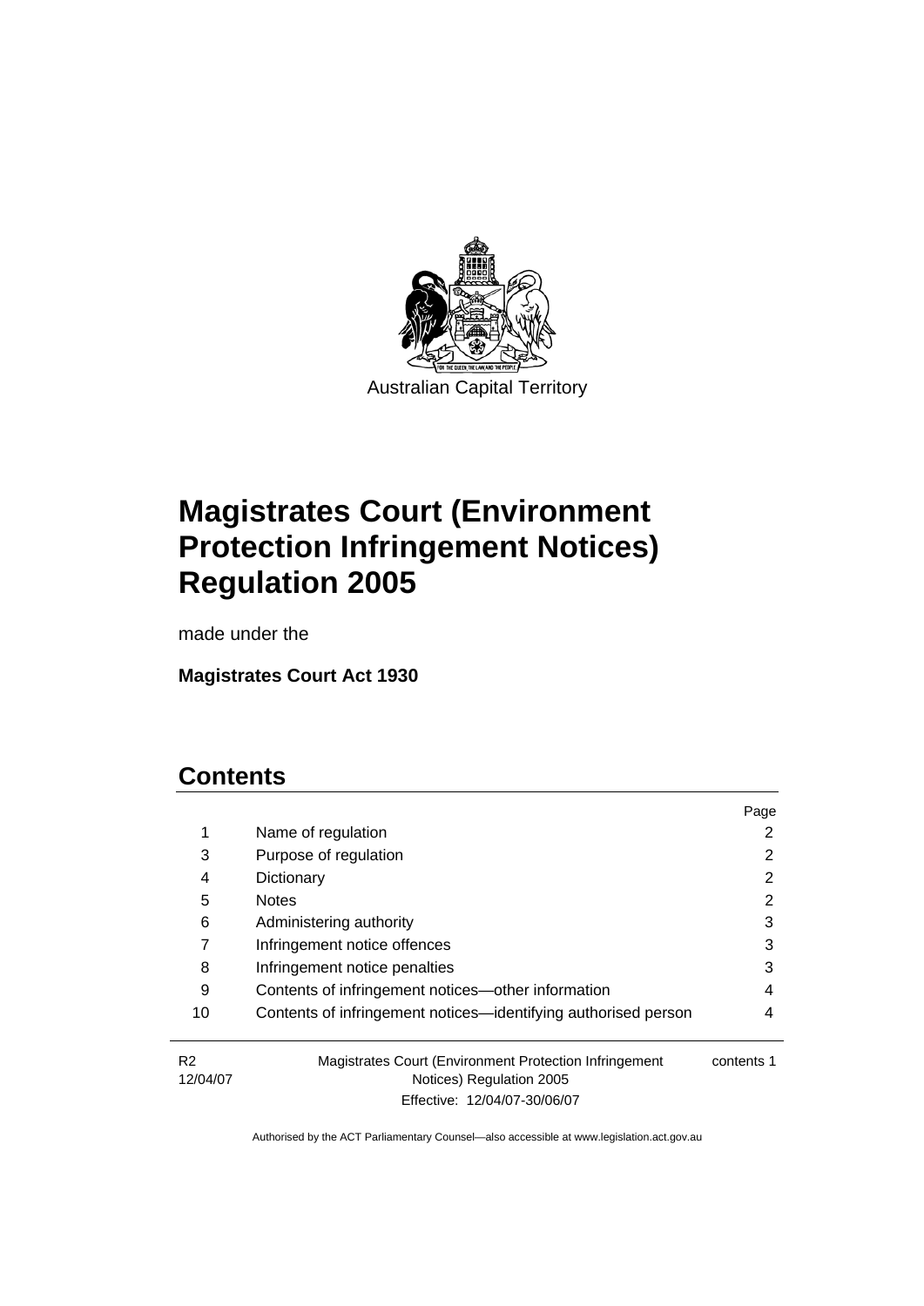Australian Capital Territory

# Magistrates Court (Environment Protection Infringement Notices) Regulation 2005

made under the

**Magistrates Court Act 1930**

## Contents

| | | Page |
|---|---|---|
| 1 | Name of regulation | 2 |
| 3 | Purpose of regulation | 2 |
| 4 | Dictionary | 2 |
| 5 | Notes | 2 |
| 6 | Administering authority | 3 |
| 7 | Infringement notice offences | 3 |
| 8 | Infringement notice penalties | 3 |
| 9 | Contents of infringement notices—other information | 4 |
| 10 | Contents of infringement notices—identifying authorised person | 4 |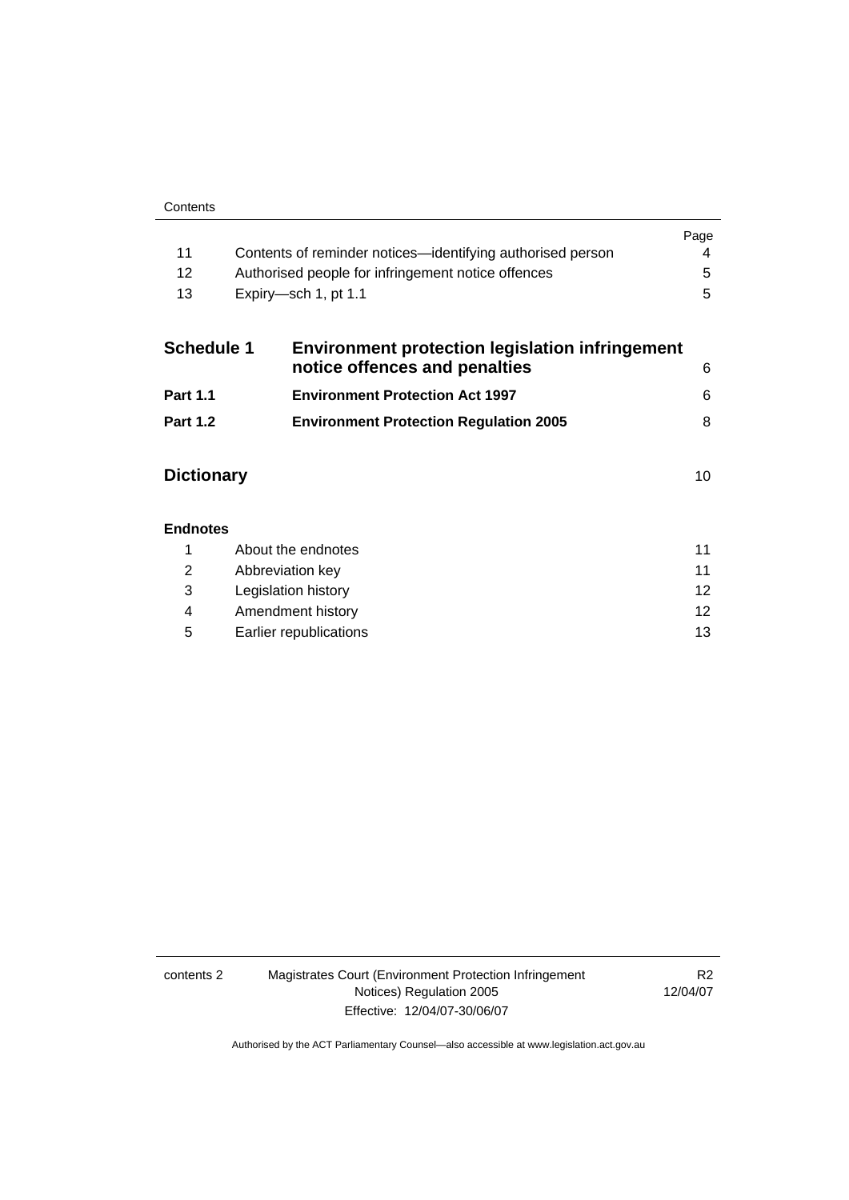| | | Page |
|---|---|---|
| 11 | Contents of reminder notices—identifying authorised person | 4 |
| 12 | Authorised people for infringement notice offences | 5 |
| 13 | Expiry—sch 1, pt 1.1 | 5 |

| | | |
|---|---|---|
| **Schedule 1** | **Environment protection legislation infringement notice offences and penalties** | 6 |
| **Part 1.1** | **Environment Protection Act 1997** | 6 |
| **Part 1.2** | **Environment Protection Regulation 2005** | 8 |

| | |
|---|---|
| **Dictionary** | 10 |

**Endnotes**

| | | |
|---|---|---|
| 1 | About the endnotes | 11 |
| 2 | Abbreviation key | 11 |
| 3 | Legislation history | 12 |
| 4 | Amendment history | 12 |
| 5 | Earlier republications | 13 |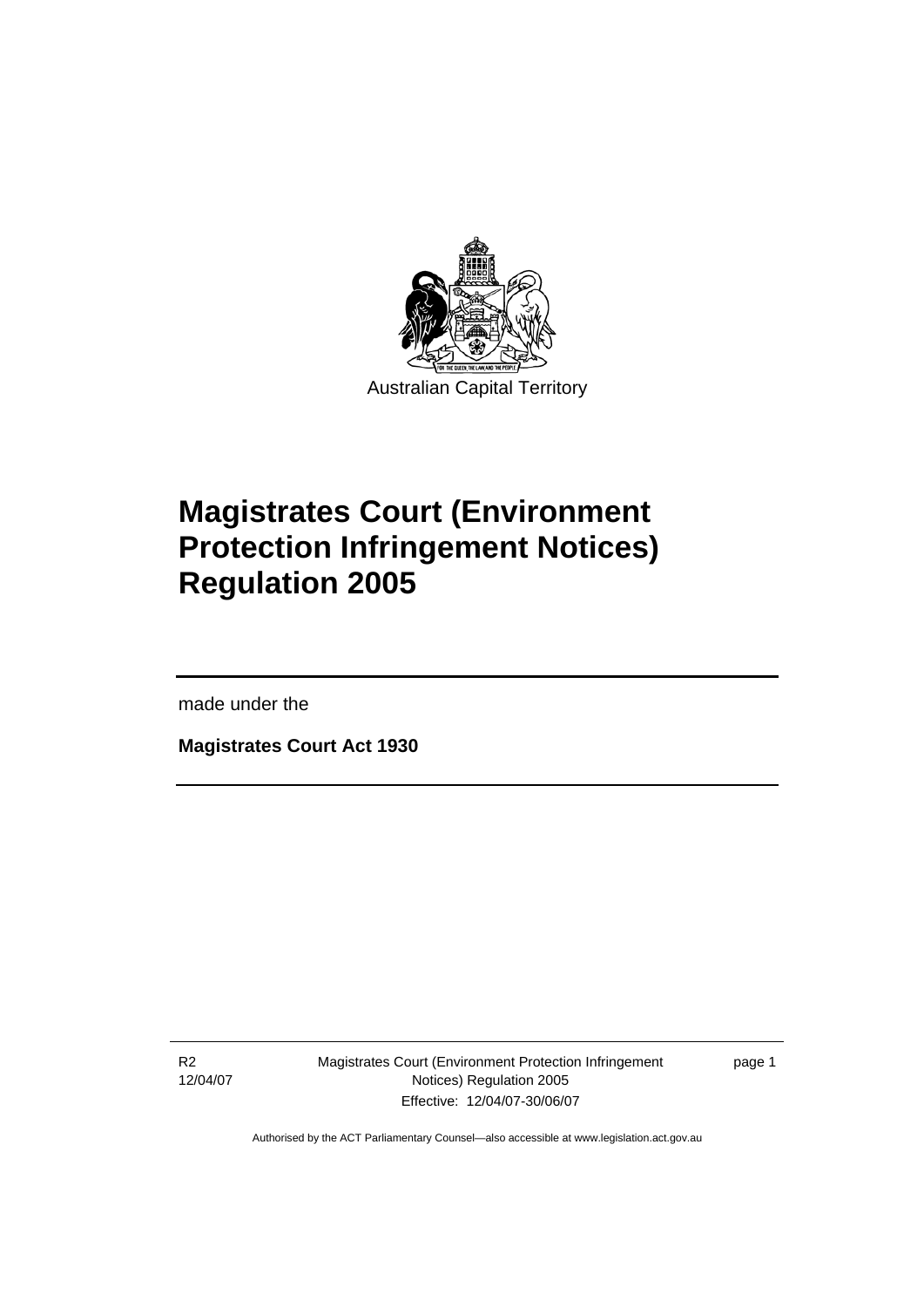Australian Capital Territory

# Magistrates Court (Environment Protection Infringement Notices) Regulation 2005

made under the

**Magistrates Court Act 1930**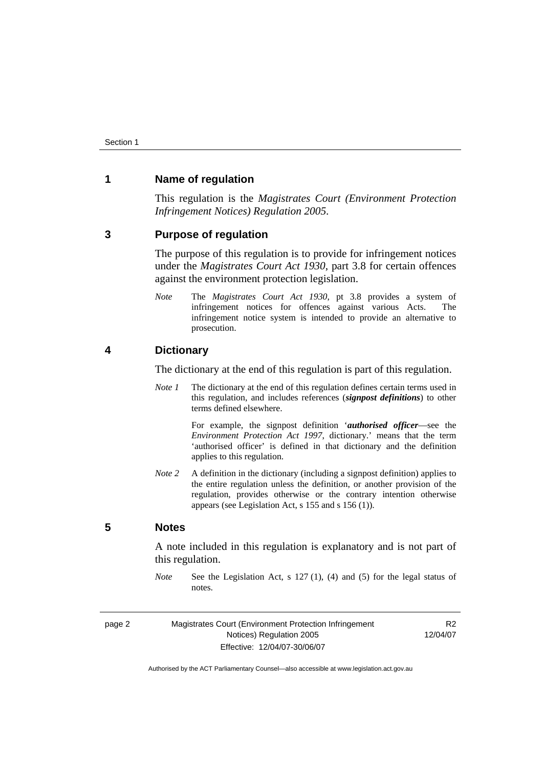## 1 Name of regulation

This regulation is the *Magistrates Court (Environment Protection Infringement Notices) Regulation 2005*.

## 3 Purpose of regulation

The purpose of this regulation is to provide for infringement notices under the *Magistrates Court Act 1930*, part 3.8 for certain offences against the environment protection legislation.

*Note* The *Magistrates Court Act 1930*, pt 3.8 provides a system of infringement notices for offences against various Acts. The infringement notice system is intended to provide an alternative to prosecution.

## 4 Dictionary

The dictionary at the end of this regulation is part of this regulation.

*Note 1* The dictionary at the end of this regulation defines certain terms used in this regulation, and includes references (***signpost definitions***) to other terms defined elsewhere.

For example, the signpost definition '***authorised officer***—see the *Environment Protection Act 1997*, dictionary.' means that the term 'authorised officer' is defined in that dictionary and the definition applies to this regulation.

*Note 2* A definition in the dictionary (including a signpost definition) applies to the entire regulation unless the definition, or another provision of the regulation, provides otherwise or the contrary intention otherwise appears (see Legislation Act, s 155 and s 156 (1)).

## 5 Notes

A note included in this regulation is explanatory and is not part of this regulation.

*Note* See the Legislation Act, s 127 (1), (4) and (5) for the legal status of notes.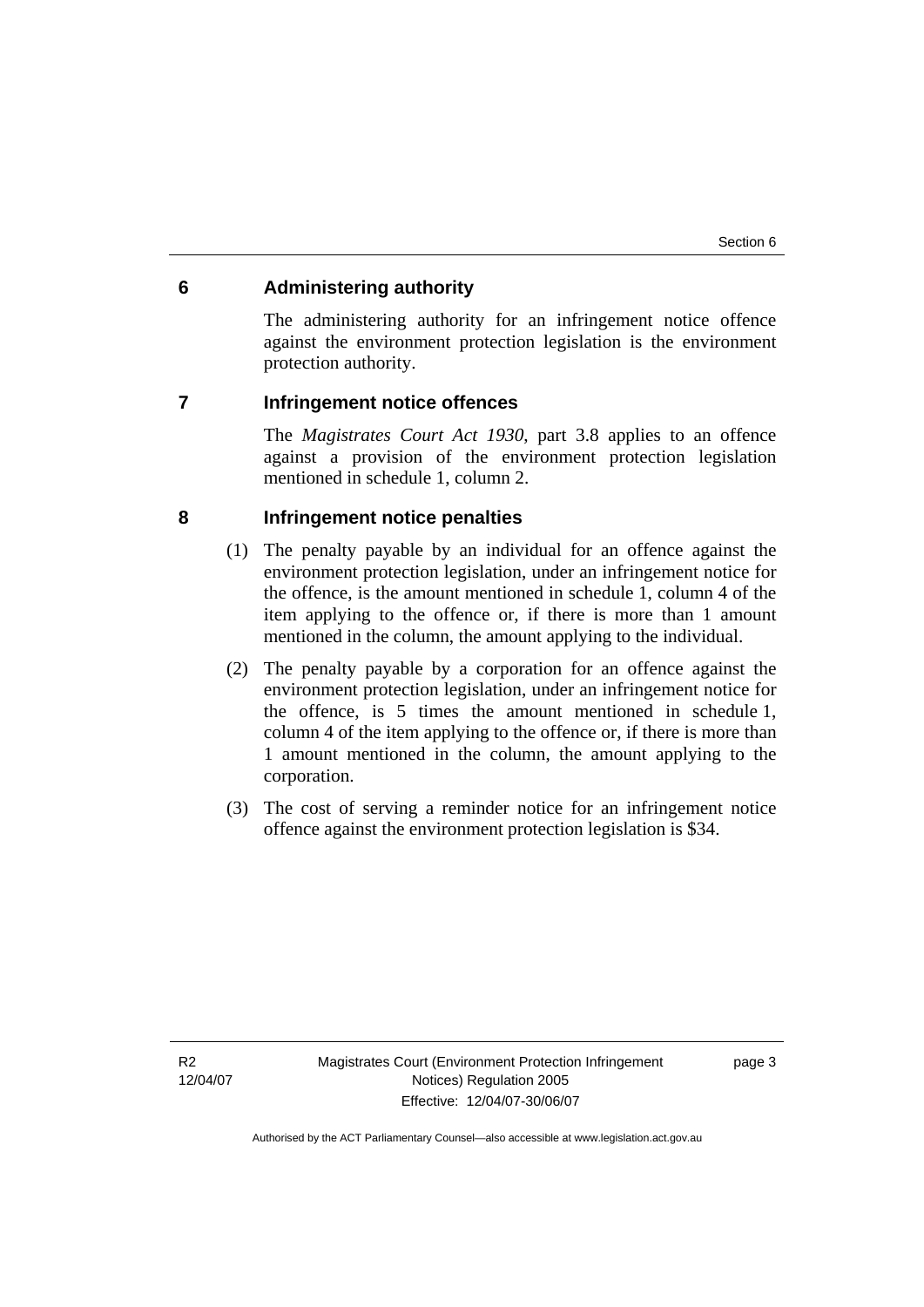## 6 Administering authority

The administering authority for an infringement notice offence against the environment protection legislation is the environment protection authority.

## 7 Infringement notice offences

The *Magistrates Court Act 1930*, part 3.8 applies to an offence against a provision of the environment protection legislation mentioned in schedule 1, column 2.

## 8 Infringement notice penalties

(1) The penalty payable by an individual for an offence against the environment protection legislation, under an infringement notice for the offence, is the amount mentioned in schedule 1, column 4 of the item applying to the offence or, if there is more than 1 amount mentioned in the column, the amount applying to the individual.

(2) The penalty payable by a corporation for an offence against the environment protection legislation, under an infringement notice for the offence, is 5 times the amount mentioned in schedule 1, column 4 of the item applying to the offence or, if there is more than 1 amount mentioned in the column, the amount applying to the corporation.

(3) The cost of serving a reminder notice for an infringement notice offence against the environment protection legislation is $34.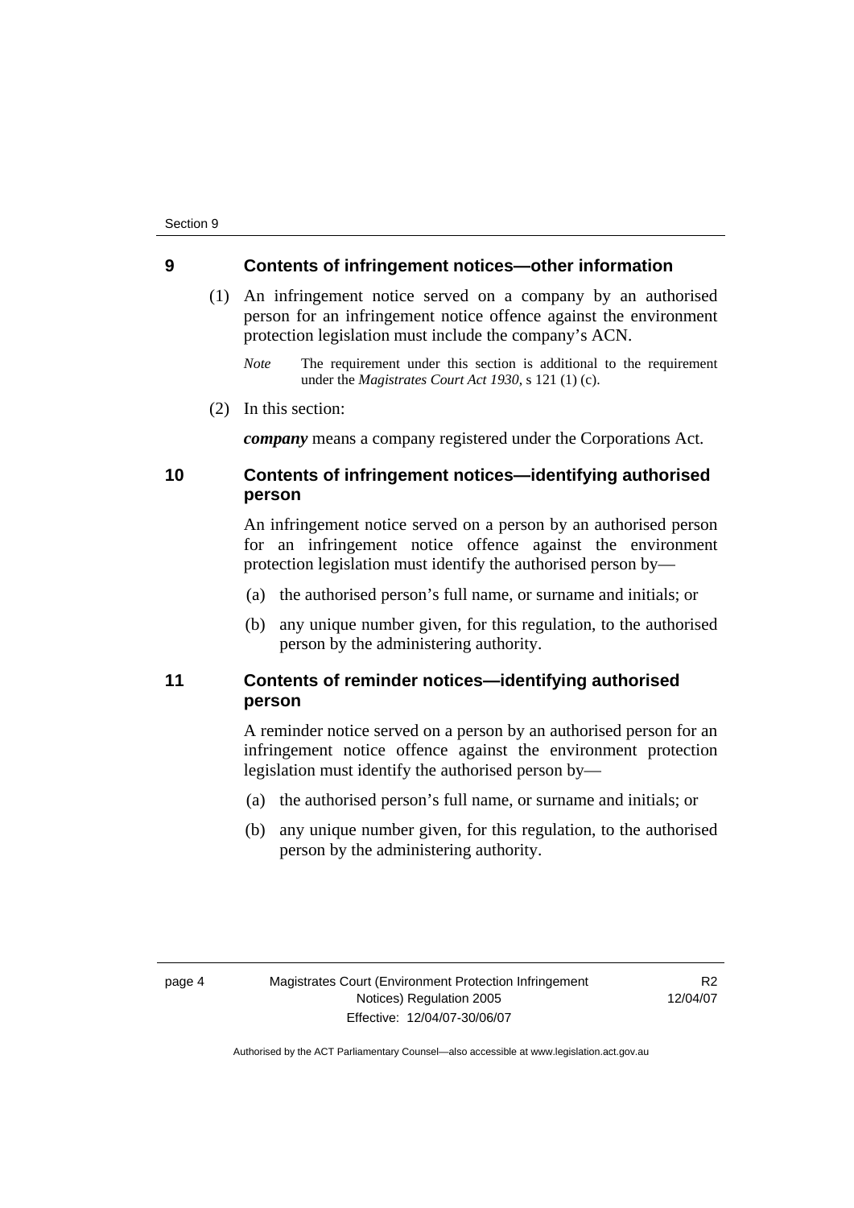## 9 Contents of infringement notices—other information

(1) An infringement notice served on a company by an authorised person for an infringement notice offence against the environment protection legislation must include the company's ACN.

*Note* The requirement under this section is additional to the requirement under the *Magistrates Court Act 1930*, s 121 (1) (c).

(2) In this section:

***company*** means a company registered under the Corporations Act.

## 10 Contents of infringement notices—identifying authorised person

An infringement notice served on a person by an authorised person for an infringement notice offence against the environment protection legislation must identify the authorised person by—

(a) the authorised person's full name, or surname and initials; or

(b) any unique number given, for this regulation, to the authorised person by the administering authority.

## 11 Contents of reminder notices—identifying authorised person

A reminder notice served on a person by an authorised person for an infringement notice offence against the environment protection legislation must identify the authorised person by—

(a) the authorised person's full name, or surname and initials; or

(b) any unique number given, for this regulation, to the authorised person by the administering authority.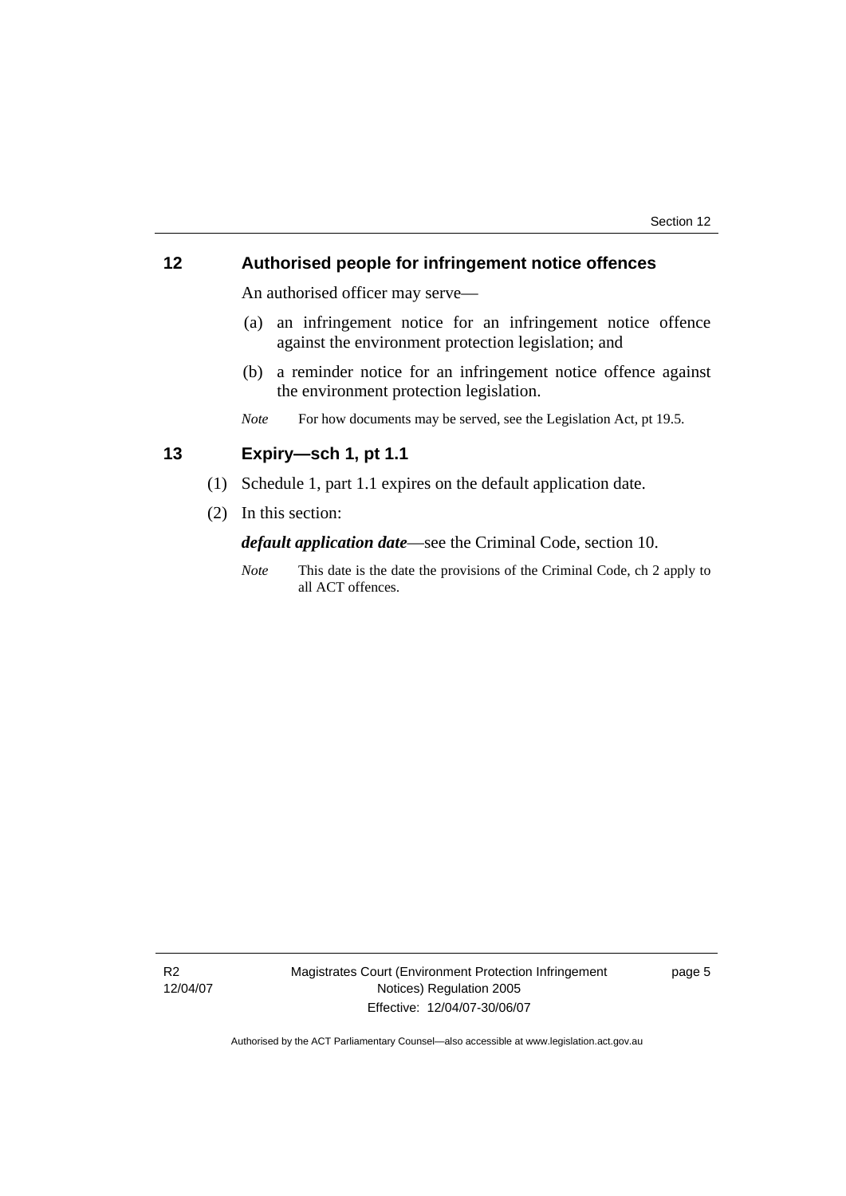## 12 Authorised people for infringement notice offences

An authorised officer may serve—

(a) an infringement notice for an infringement notice offence against the environment protection legislation; and

(b) a reminder notice for an infringement notice offence against the environment protection legislation.

*Note* For how documents may be served, see the Legislation Act, pt 19.5.

## 13 Expiry—sch 1, pt 1.1

(1) Schedule 1, part 1.1 expires on the default application date.

(2) In this section:

***default application date***—see the Criminal Code, section 10.

*Note* This date is the date the provisions of the Criminal Code, ch 2 apply to all ACT offences.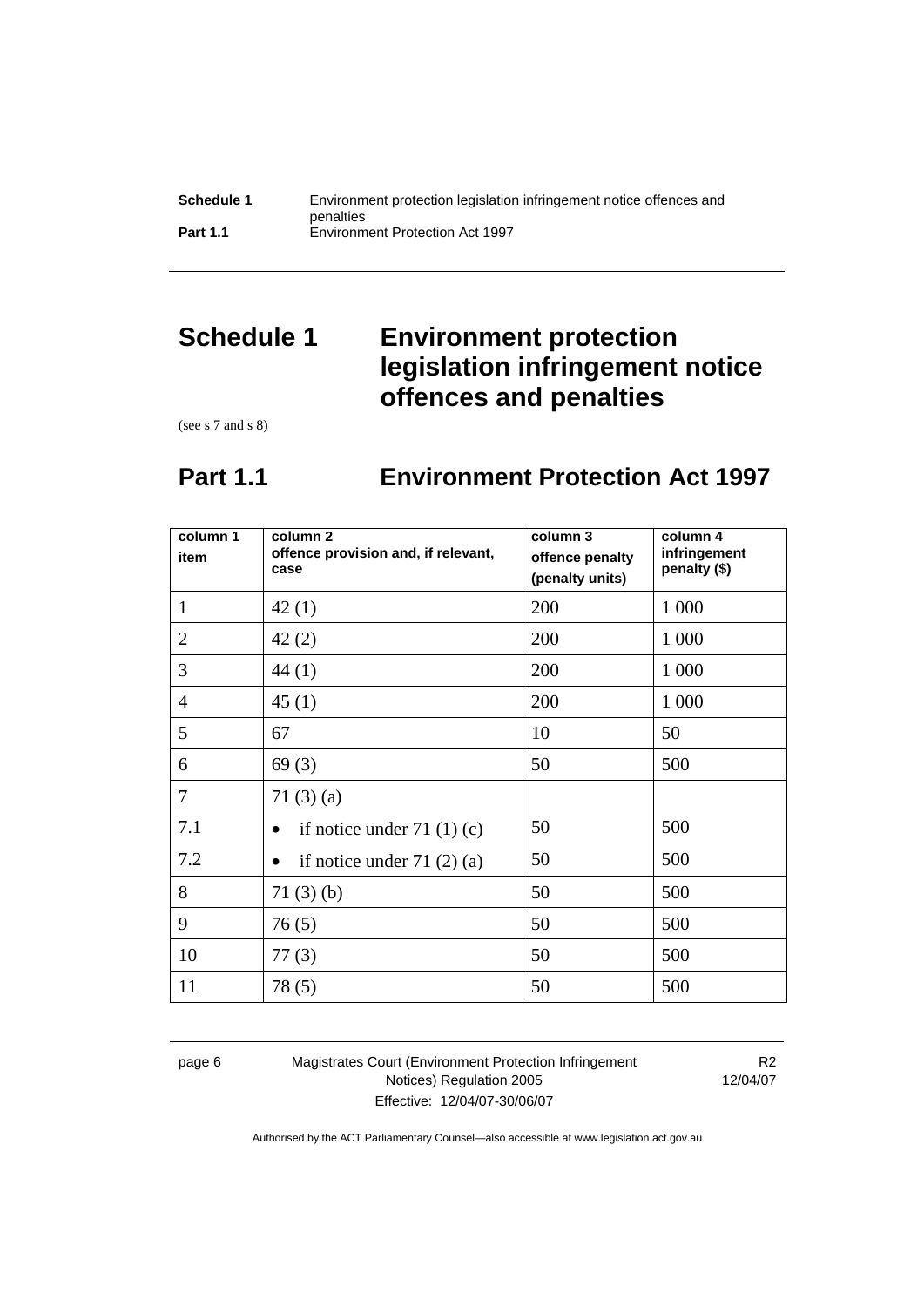# Schedule 1 Environment protection legislation infringement notice offences and penalties

(see s 7 and s 8)

## Part 1.1 Environment Protection Act 1997

| column 1 item | column 2 offence provision and, if relevant, case | column 3 offence penalty (penalty units) | column 4 infringement penalty ($) |
|---|---|---|---|
| 1 | 42 (1) | 200 | 1 000 |
| 2 | 42 (2) | 200 | 1 000 |
| 3 | 44 (1) | 200 | 1 000 |
| 4 | 45 (1) | 200 | 1 000 |
| 5 | 67 | 10 | 50 |
| 6 | 69 (3) | 50 | 500 |
| 7 | 71 (3) (a) | | |
| 7.1 | • if notice under 71 (1) (c) | 50 | 500 |
| 7.2 | • if notice under 71 (2) (a) | 50 | 500 |
| 8 | 71 (3) (b) | 50 | 500 |
| 9 | 76 (5) | 50 | 500 |
| 10 | 77 (3) | 50 | 500 |
| 11 | 78 (5) | 50 | 500 |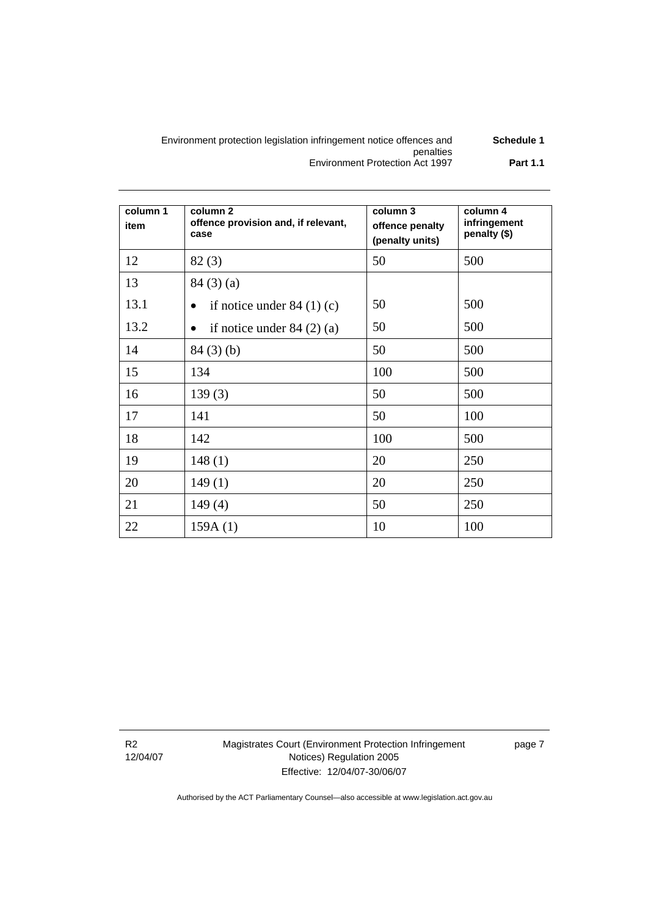| column 1 item | column 2 offence provision and, if relevant, case | column 3 offence penalty (penalty units) | column 4 infringement penalty ($) |
|---|---|---|---|
| 12 | 82 (3) | 50 | 500 |
| 13 | 84 (3) (a) | | |
| 13.1 | • if notice under 84 (1) (c) | 50 | 500 |
| 13.2 | • if notice under 84 (2) (a) | 50 | 500 |
| 14 | 84 (3) (b) | 50 | 500 |
| 15 | 134 | 100 | 500 |
| 16 | 139 (3) | 50 | 500 |
| 17 | 141 | 50 | 100 |
| 18 | 142 | 100 | 500 |
| 19 | 148 (1) | 20 | 250 |
| 20 | 149 (1) | 20 | 250 |
| 21 | 149 (4) | 50 | 250 |
| 22 | 159A (1) | 10 | 100 |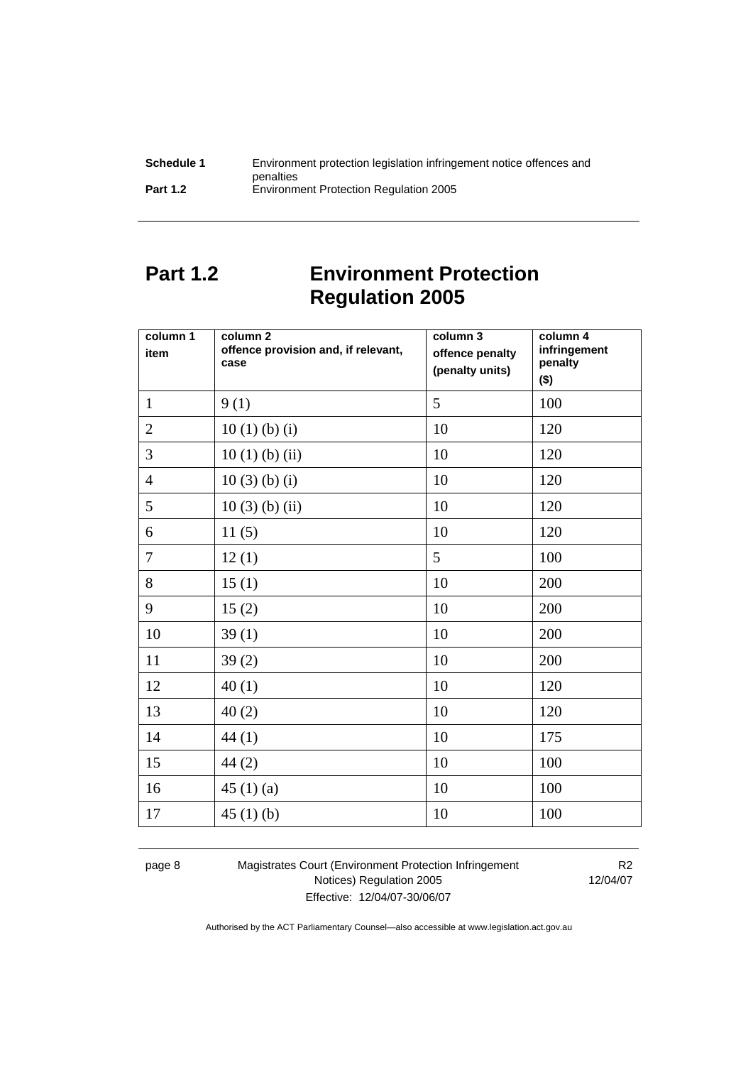# Part 1.2 Environment Protection Regulation 2005

| column 1 item | column 2 offence provision and, if relevant, case | column 3 offence penalty (penalty units) | column 4 infringement penalty ($) |
|---|---|---|---|
| 1 | 9 (1) | 5 | 100 |
| 2 | 10 (1) (b) (i) | 10 | 120 |
| 3 | 10 (1) (b) (ii) | 10 | 120 |
| 4 | 10 (3) (b) (i) | 10 | 120 |
| 5 | 10 (3) (b) (ii) | 10 | 120 |
| 6 | 11 (5) | 10 | 120 |
| 7 | 12 (1) | 5 | 100 |
| 8 | 15 (1) | 10 | 200 |
| 9 | 15 (2) | 10 | 200 |
| 10 | 39 (1) | 10 | 200 |
| 11 | 39 (2) | 10 | 200 |
| 12 | 40 (1) | 10 | 120 |
| 13 | 40 (2) | 10 | 120 |
| 14 | 44 (1) | 10 | 175 |
| 15 | 44 (2) | 10 | 100 |
| 16 | 45 (1) (a) | 10 | 100 |
| 17 | 45 (1) (b) | 10 | 100 |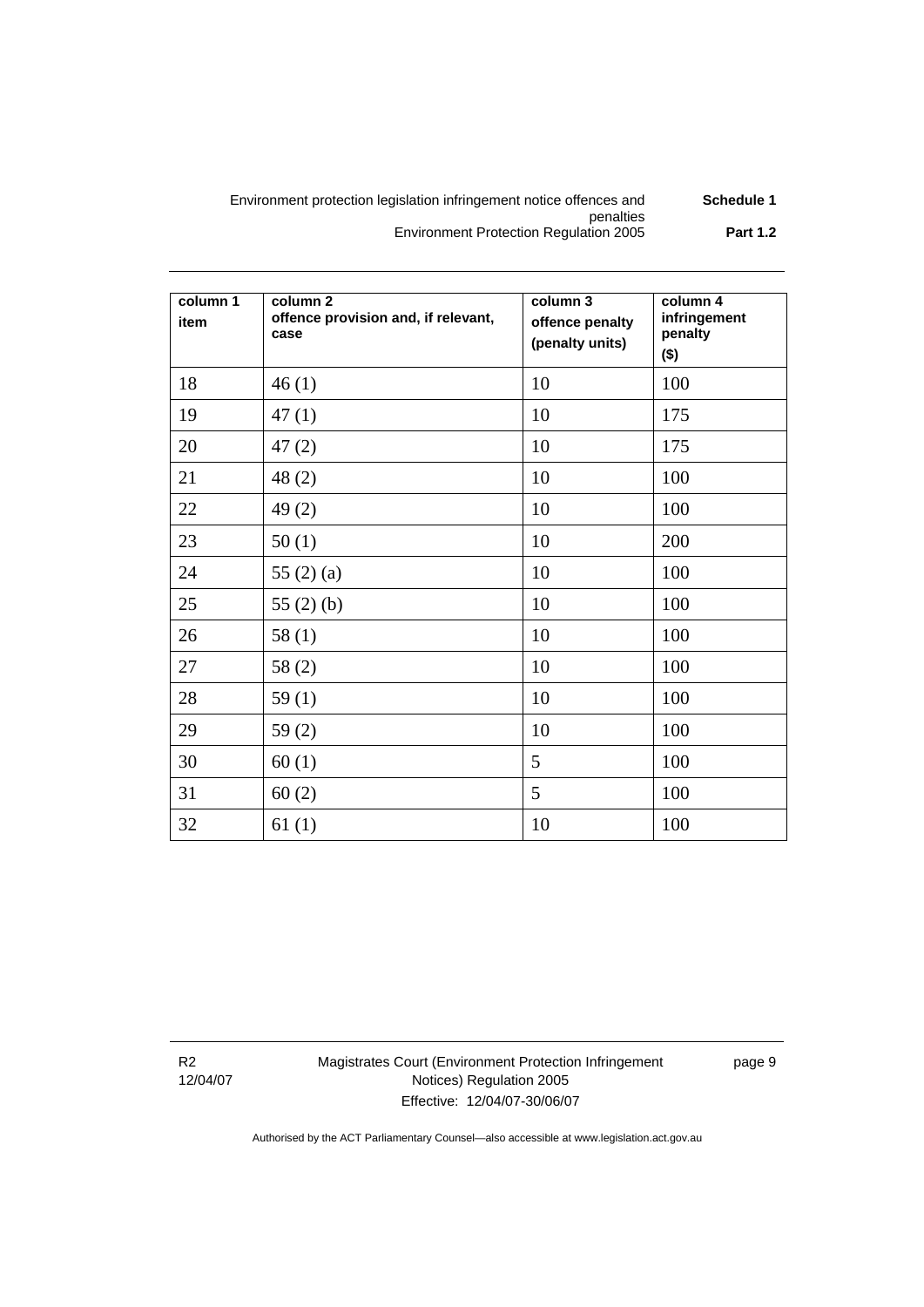| column 1 item | column 2 offence provision and, if relevant, case | column 3 offence penalty (penalty units) | column 4 infringement penalty ($) |
|---|---|---|---|
| 18 | 46 (1) | 10 | 100 |
| 19 | 47 (1) | 10 | 175 |
| 20 | 47 (2) | 10 | 175 |
| 21 | 48 (2) | 10 | 100 |
| 22 | 49 (2) | 10 | 100 |
| 23 | 50 (1) | 10 | 200 |
| 24 | 55 (2) (a) | 10 | 100 |
| 25 | 55 (2) (b) | 10 | 100 |
| 26 | 58 (1) | 10 | 100 |
| 27 | 58 (2) | 10 | 100 |
| 28 | 59 (1) | 10 | 100 |
| 29 | 59 (2) | 10 | 100 |
| 30 | 60 (1) | 5 | 100 |
| 31 | 60 (2) | 5 | 100 |
| 32 | 61 (1) | 10 | 100 |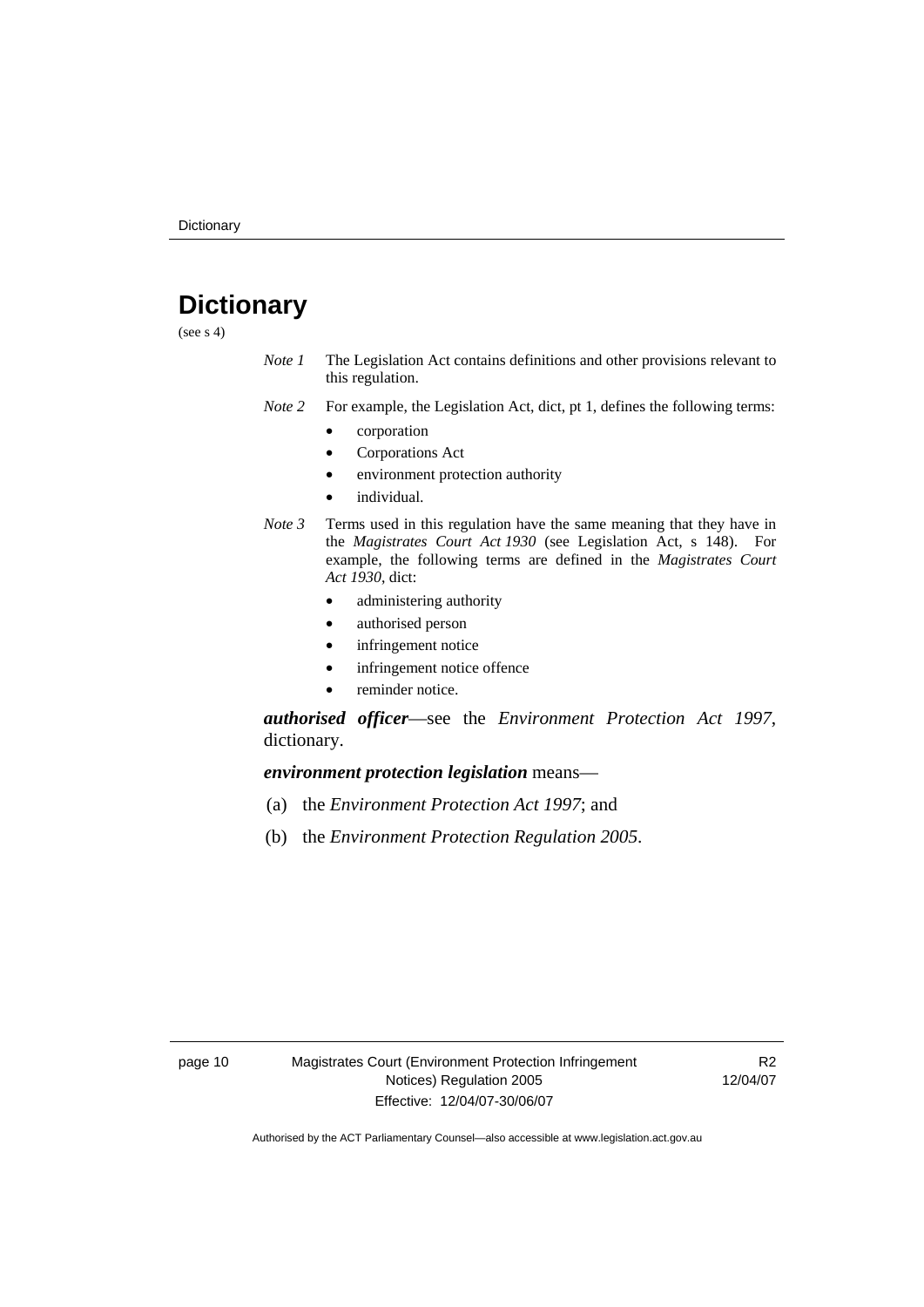# Dictionary

(see s 4)

*Note 1* The Legislation Act contains definitions and other provisions relevant to this regulation.

*Note 2* For example, the Legislation Act, dict, pt 1, defines the following terms:

- corporation
- Corporations Act
- environment protection authority
- individual.

*Note 3* Terms used in this regulation have the same meaning that they have in the *Magistrates Court Act 1930* (see Legislation Act, s 148). For example, the following terms are defined in the *Magistrates Court Act 1930*, dict:

- administering authority
- authorised person
- infringement notice
- infringement notice offence
- reminder notice.

***authorised officer***—see the *Environment Protection Act 1997*, dictionary.

***environment protection legislation*** means—

(a) the *Environment Protection Act 1997*; and

(b) the *Environment Protection Regulation 2005*.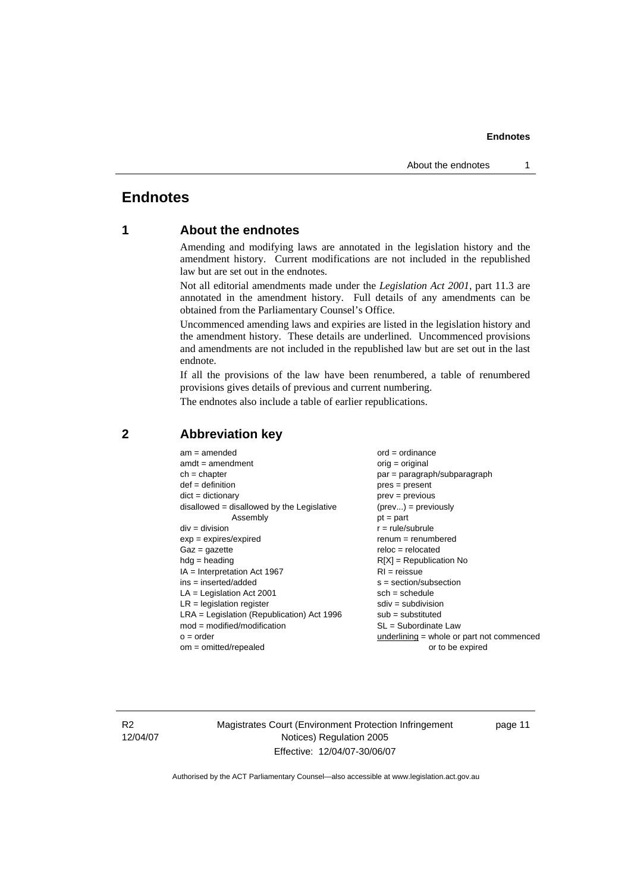# Endnotes

## 1 About the endnotes

Amending and modifying laws are annotated in the legislation history and the amendment history. Current modifications are not included in the republished law but are set out in the endnotes.

Not all editorial amendments made under the *Legislation Act 2001*, part 11.3 are annotated in the amendment history. Full details of any amendments can be obtained from the Parliamentary Counsel's Office.

Uncommenced amending laws and expiries are listed in the legislation history and the amendment history. These details are underlined. Uncommenced provisions and amendments are not included in the republished law but are set out in the last endnote.

If all the provisions of the law have been renumbered, a table of renumbered provisions gives details of previous and current numbering.

The endnotes also include a table of earlier republications.

## 2 Abbreviation key

am = amended
amdt = amendment
ch = chapter
def = definition
dict = dictionary
disallowed = disallowed by the Legislative Assembly
div = division
exp = expires/expired
Gaz = gazette
hdg = heading
IA = Interpretation Act 1967
ins = inserted/added
LA = Legislation Act 2001
LR = legislation register
LRA = Legislation (Republication) Act 1996
mod = modified/modification
o = order
om = omitted/repealed
ord = ordinance
orig = original
par = paragraph/subparagraph
pres = present
prev = previous
(prev...) = previously
pt = part
r = rule/subrule
renum = renumbered
reloc = relocated
R[X] = Republication No
RI = reissue
s = section/subsection
sch = schedule
sdiv = subdivision
sub = substituted
SL = Subordinate Law
underlining = whole or part not commenced or to be expired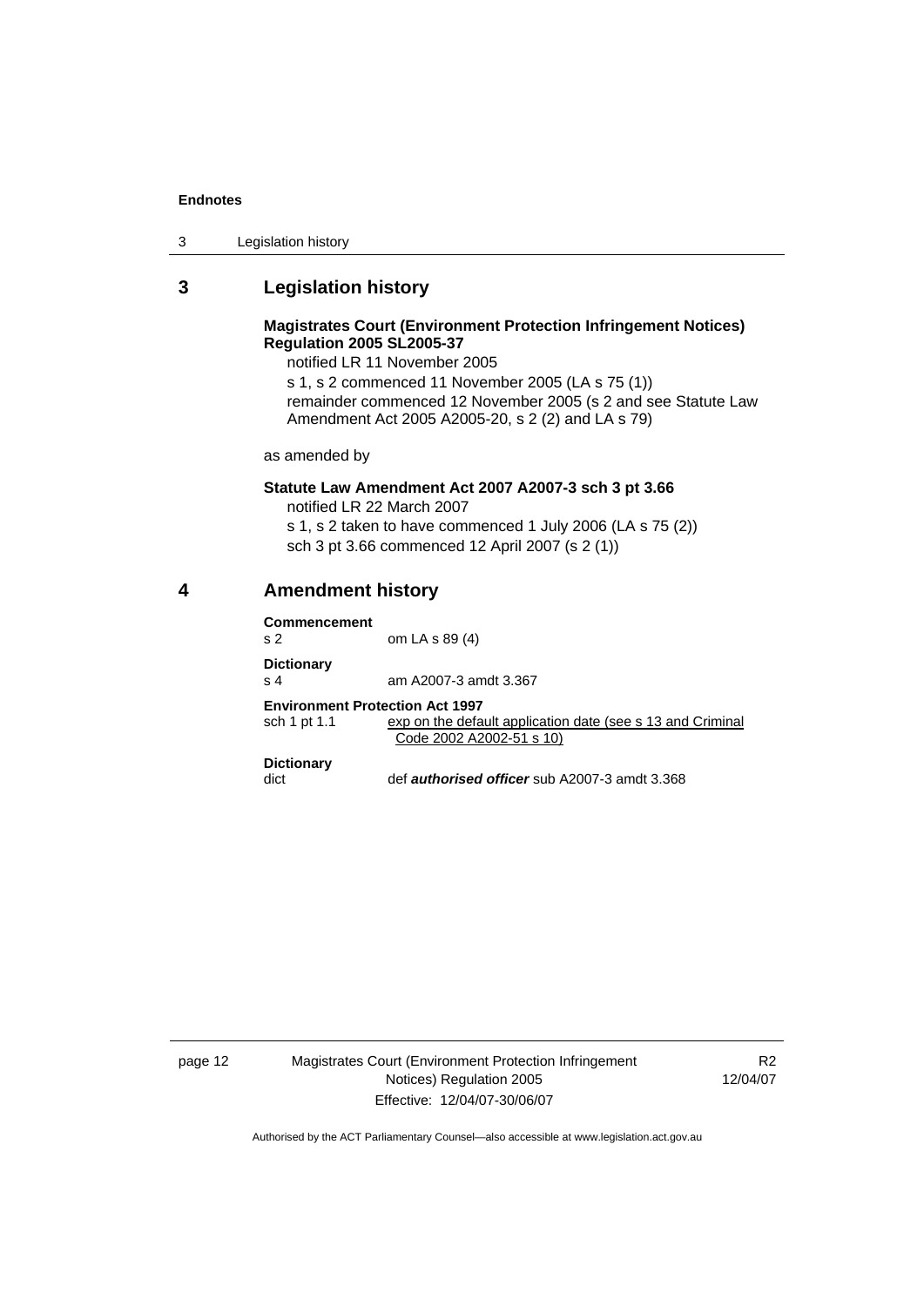## 3 Legislation history

**Magistrates Court (Environment Protection Infringement Notices) Regulation 2005 SL2005-37**

notified LR 11 November 2005

s 1, s 2 commenced 11 November 2005 (LA s 75 (1))

remainder commenced 12 November 2005 (s 2 and see Statute Law Amendment Act 2005 A2005-20, s 2 (2) and LA s 79)

as amended by

**Statute Law Amendment Act 2007 A2007-3 sch 3 pt 3.66**

notified LR 22 March 2007

s 1, s 2 taken to have commenced 1 July 2006 (LA s 75 (2))

sch 3 pt 3.66 commenced 12 April 2007 (s 2 (1))

## 4 Amendment history

**Commencement**

s 2 om LA s 89 (4)

**Dictionary**

s 4 am A2007-3 amdt 3.367

**Environment Protection Act 1997**

sch 1 pt 1.1 exp on the default application date (see s 13 and Criminal Code 2002 A2002-51 s 10)

**Dictionary**

dict def ***authorised officer*** sub A2007-3 amdt 3.368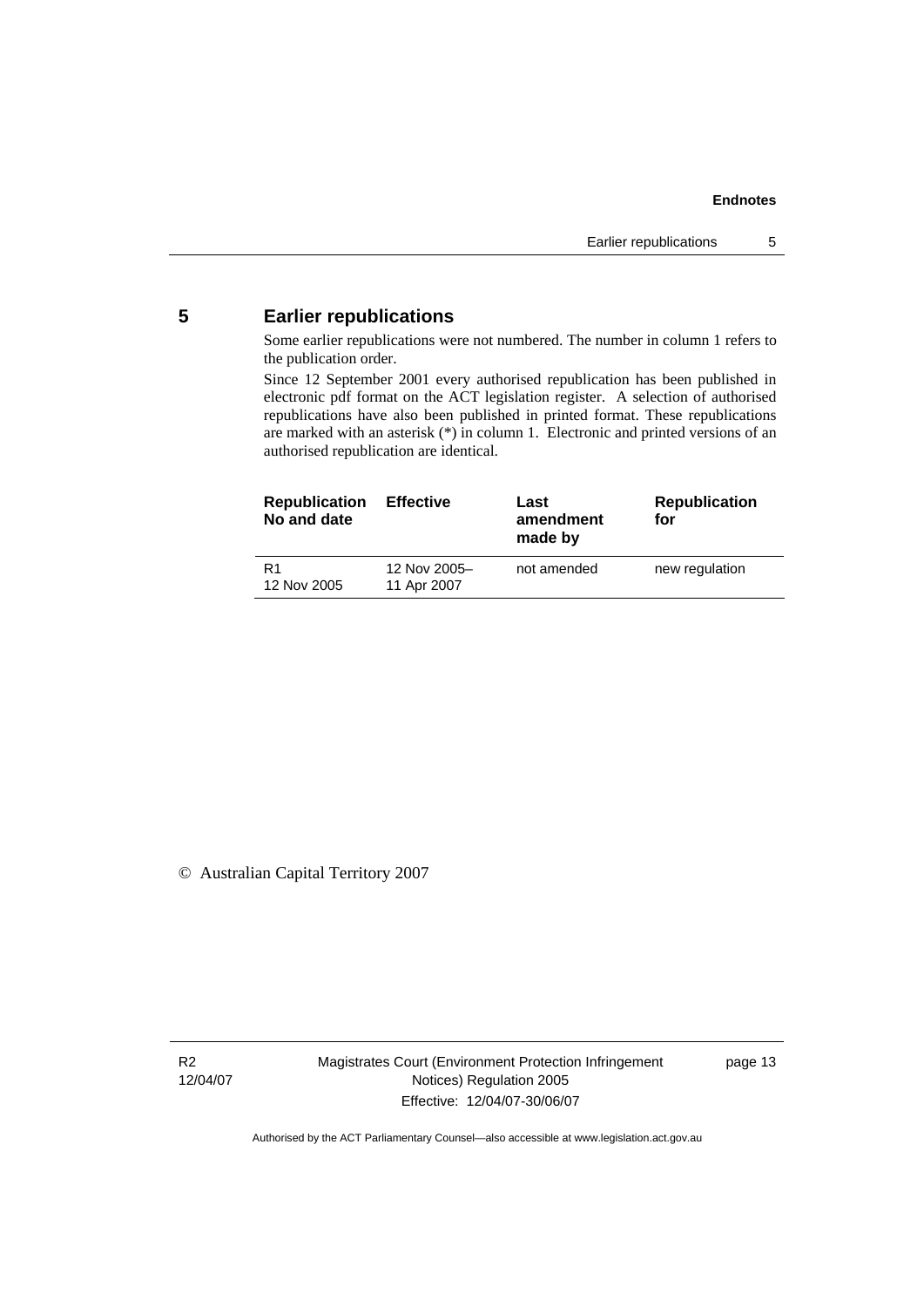## 5 Earlier republications

Some earlier republications were not numbered. The number in column 1 refers to the publication order.

Since 12 September 2001 every authorised republication has been published in electronic pdf format on the ACT legislation register. A selection of authorised republications have also been published in printed format. These republications are marked with an asterisk (*) in column 1. Electronic and printed versions of an authorised republication are identical.

| Republication No and date | Effective | Last amendment made by | Republication for |
|---|---|---|---|
| R1 12 Nov 2005 | 12 Nov 2005– 11 Apr 2007 | not amended | new regulation |

© Australian Capital Territory 2007